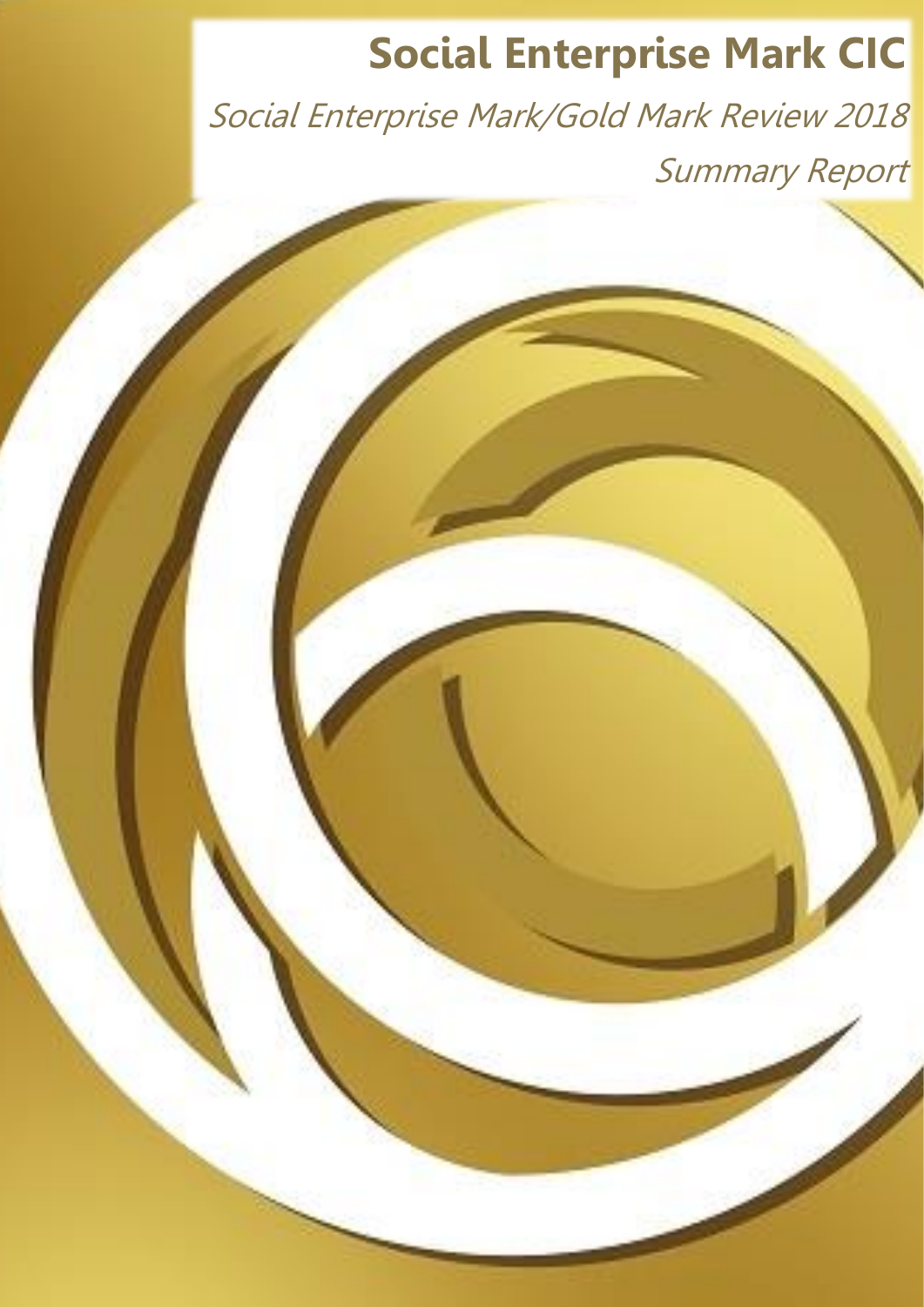# Social Enterprise Mark CIC

## *Social Enterprise Mark/Gold Mark Review 2018*

### *Summary Report*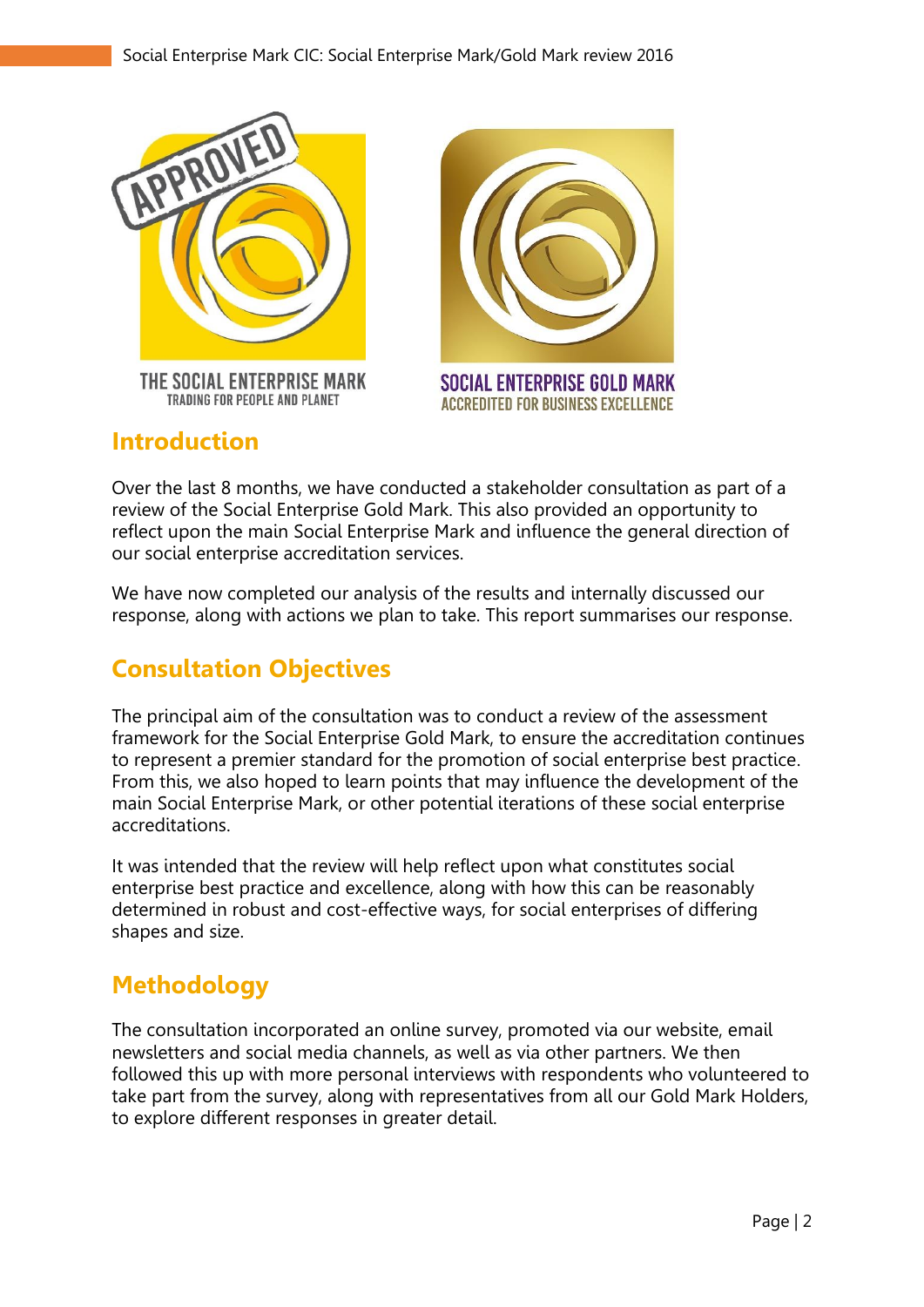THE SOCIAL ENTERPRISE MARK
TRADING FOR PEOPLE AND PLANET

SOCIAL ENTERPRISE GOLD MARK
ACCREDITED FOR BUSINESS EXCELLENCE

## Introduction

Over the last 8 months, we have conducted a stakeholder consultation as part of a review of the Social Enterprise Gold Mark. This also provided an opportunity to reflect upon the main Social Enterprise Mark and influence the general direction of our social enterprise accreditation services.

We have now completed our analysis of the results and internally discussed our response, along with actions we plan to take. This report summarises our response.

## Consultation Objectives

The principal aim of the consultation was to conduct a review of the assessment framework for the Social Enterprise Gold Mark, to ensure the accreditation continues to represent a premier standard for the promotion of social enterprise best practice. From this, we also hoped to learn points that may influence the development of the main Social Enterprise Mark, or other potential iterations of these social enterprise accreditations.

It was intended that the review will help reflect upon what constitutes social enterprise best practice and excellence, along with how this can be reasonably determined in robust and cost-effective ways, for social enterprises of differing shapes and size.

## Methodology

The consultation incorporated an online survey, promoted via our website, email newsletters and social media channels, as well as via other partners. We then followed this up with more personal interviews with respondents who volunteered to take part from the survey, along with representatives from all our Gold Mark Holders, to explore different responses in greater detail.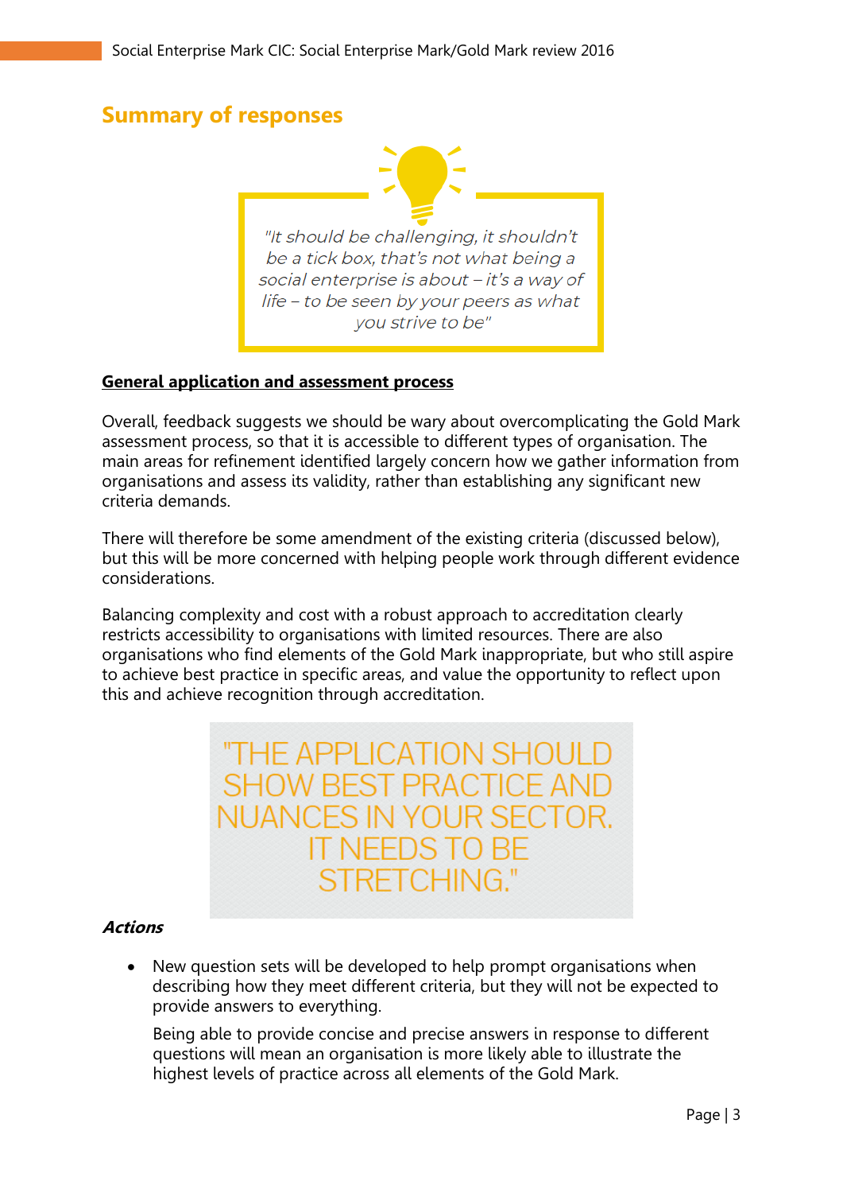## Summary of responses

> *"It should be challenging, it shouldn't be a tick box, that's not what being a social enterprise is about – it's a way of life – to be seen by your peers as what you strive to be"*

**General application and assessment process**

Overall, feedback suggests we should be wary about overcomplicating the Gold Mark assessment process, so that it is accessible to different types of organisation. The main areas for refinement identified largely concern how we gather information from organisations and assess its validity, rather than establishing any significant new criteria demands.

There will therefore be some amendment of the existing criteria (discussed below), but this will be more concerned with helping people work through different evidence considerations.

Balancing complexity and cost with a robust approach to accreditation clearly restricts accessibility to organisations with limited resources. There are also organisations who find elements of the Gold Mark inappropriate, but who still aspire to achieve best practice in specific areas, and value the opportunity to reflect upon this and achieve recognition through accreditation.

> "THE APPLICATION SHOULD SHOW BEST PRACTICE AND NUANCES IN YOUR SECTOR. IT NEEDS TO BE STRETCHING."

***Actions***

- New question sets will be developed to help prompt organisations when describing how they meet different criteria, but they will not be expected to provide answers to everything.

  Being able to provide concise and precise answers in response to different questions will mean an organisation is more likely able to illustrate the highest levels of practice across all elements of the Gold Mark.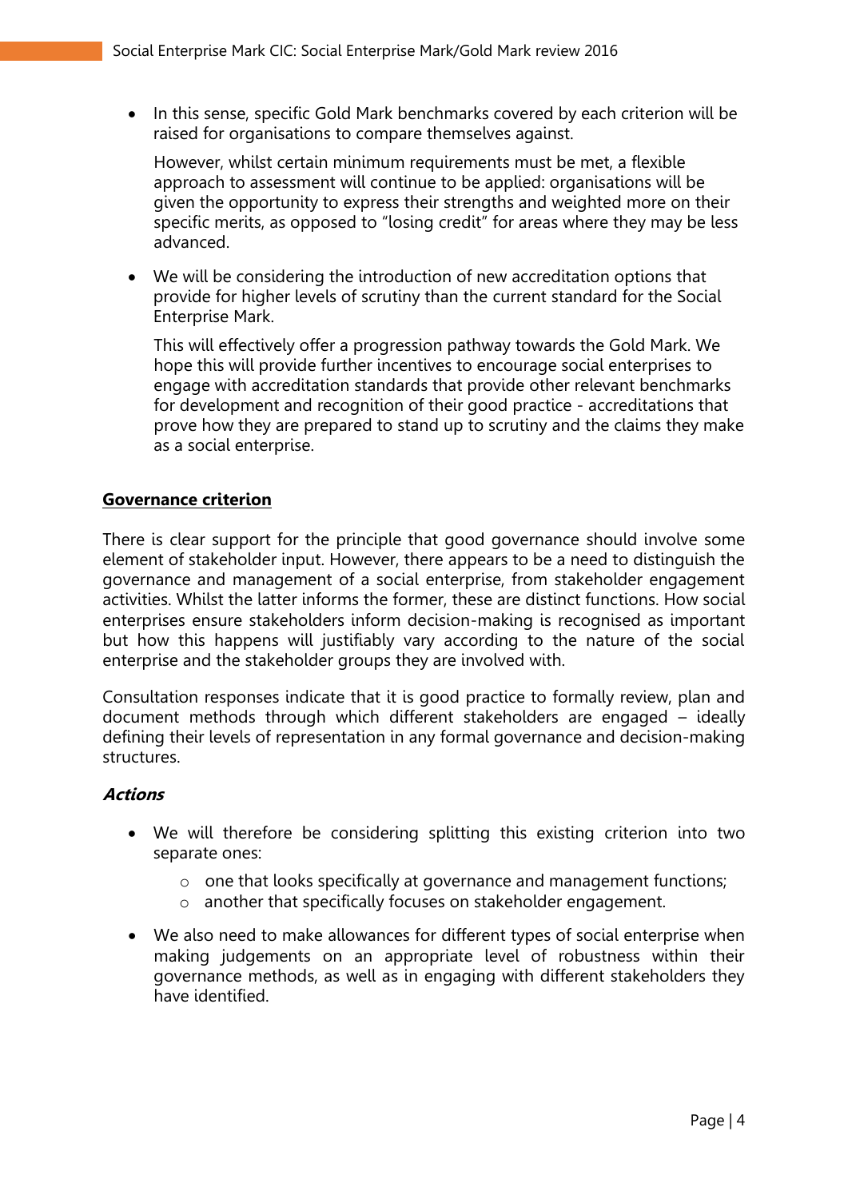- In this sense, specific Gold Mark benchmarks covered by each criterion will be raised for organisations to compare themselves against.

  However, whilst certain minimum requirements must be met, a flexible approach to assessment will continue to be applied: organisations will be given the opportunity to express their strengths and weighted more on their specific merits, as opposed to "losing credit" for areas where they may be less advanced.

- We will be considering the introduction of new accreditation options that provide for higher levels of scrutiny than the current standard for the Social Enterprise Mark.

  This will effectively offer a progression pathway towards the Gold Mark. We hope this will provide further incentives to encourage social enterprises to engage with accreditation standards that provide other relevant benchmarks for development and recognition of their good practice - accreditations that prove how they are prepared to stand up to scrutiny and the claims they make as a social enterprise.

## Governance criterion

There is clear support for the principle that good governance should involve some element of stakeholder input. However, there appears to be a need to distinguish the governance and management of a social enterprise, from stakeholder engagement activities. Whilst the latter informs the former, these are distinct functions. How social enterprises ensure stakeholders inform decision-making is recognised as important but how this happens will justifiably vary according to the nature of the social enterprise and the stakeholder groups they are involved with.

Consultation responses indicate that it is good practice to formally review, plan and document methods through which different stakeholders are engaged – ideally defining their levels of representation in any formal governance and decision-making structures.

### *Actions*

- We will therefore be considering splitting this existing criterion into two separate ones:
  - one that looks specifically at governance and management functions;
  - another that specifically focuses on stakeholder engagement.
- We also need to make allowances for different types of social enterprise when making judgements on an appropriate level of robustness within their governance methods, as well as in engaging with different stakeholders they have identified.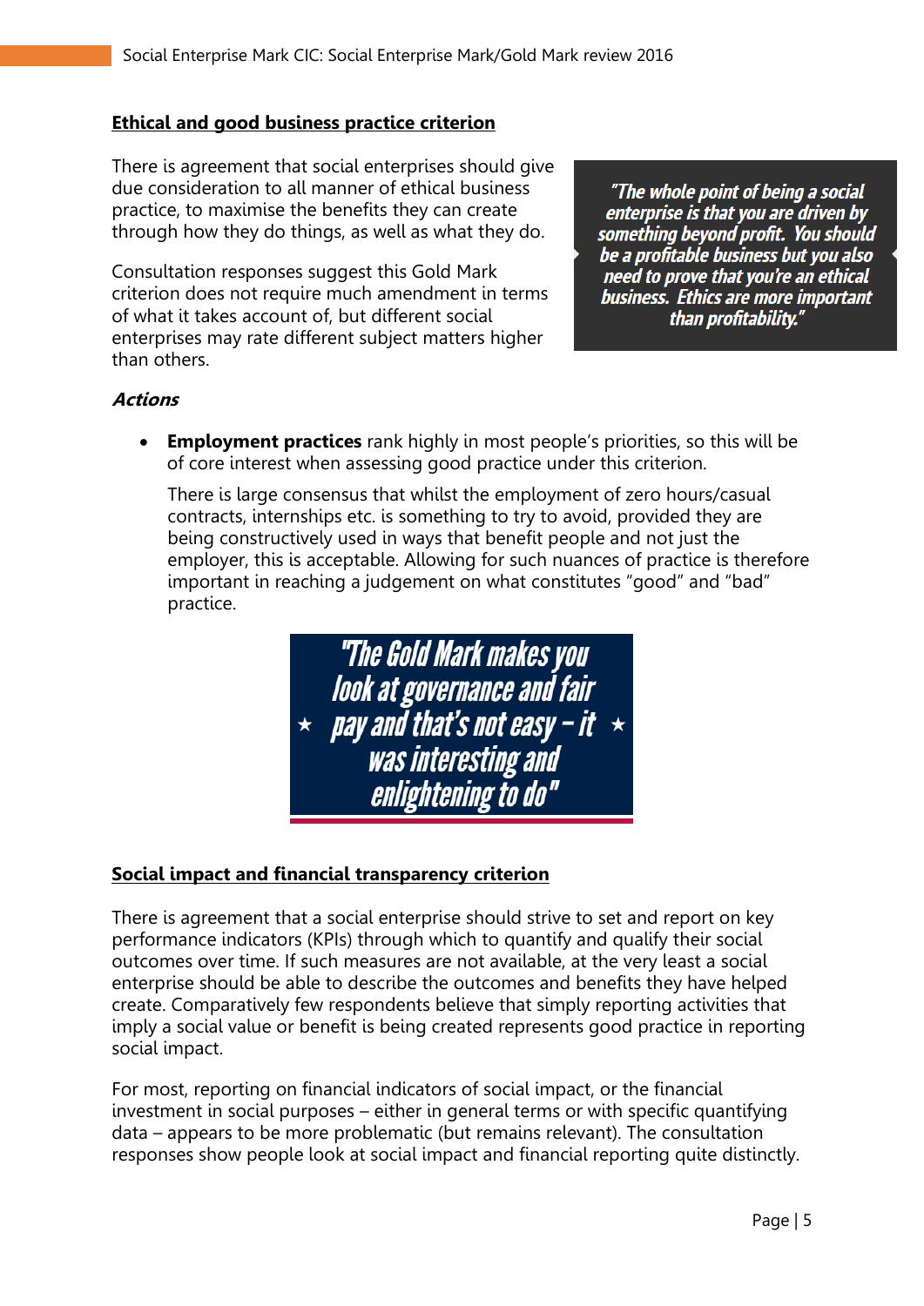**Ethical and good business practice criterion**

There is agreement that social enterprises should give due consideration to all manner of ethical business practice, to maximise the benefits they can create through how they do things, as well as what they do.

Consultation responses suggest this Gold Mark criterion does not require much amendment in terms of what it takes account of, but different social enterprises may rate different subject matters higher than others.

> *"The whole point of being a social enterprise is that you are driven by something beyond profit. You should be a profitable business but you also need to prove that you're an ethical business. Ethics are more important than profitability."*

***Actions***

- **Employment practices** rank highly in most people's priorities, so this will be of core interest when assessing good practice under this criterion.

  There is large consensus that whilst the employment of zero hours/casual contracts, internships etc. is something to try to avoid, provided they are being constructively used in ways that benefit people and not just the employer, this is acceptable. Allowing for such nuances of practice is therefore important in reaching a judgement on what constitutes "good" and "bad" practice.

> *"The Gold Mark makes you look at governance and fair pay and that's not easy – it was interesting and enlightening to do"*

**Social impact and financial transparency criterion**

There is agreement that a social enterprise should strive to set and report on key performance indicators (KPIs) through which to quantify and qualify their social outcomes over time. If such measures are not available, at the very least a social enterprise should be able to describe the outcomes and benefits they have helped create. Comparatively few respondents believe that simply reporting activities that imply a social value or benefit is being created represents good practice in reporting social impact.

For most, reporting on financial indicators of social impact, or the financial investment in social purposes – either in general terms or with specific quantifying data – appears to be more problematic (but remains relevant). The consultation responses show people look at social impact and financial reporting quite distinctly.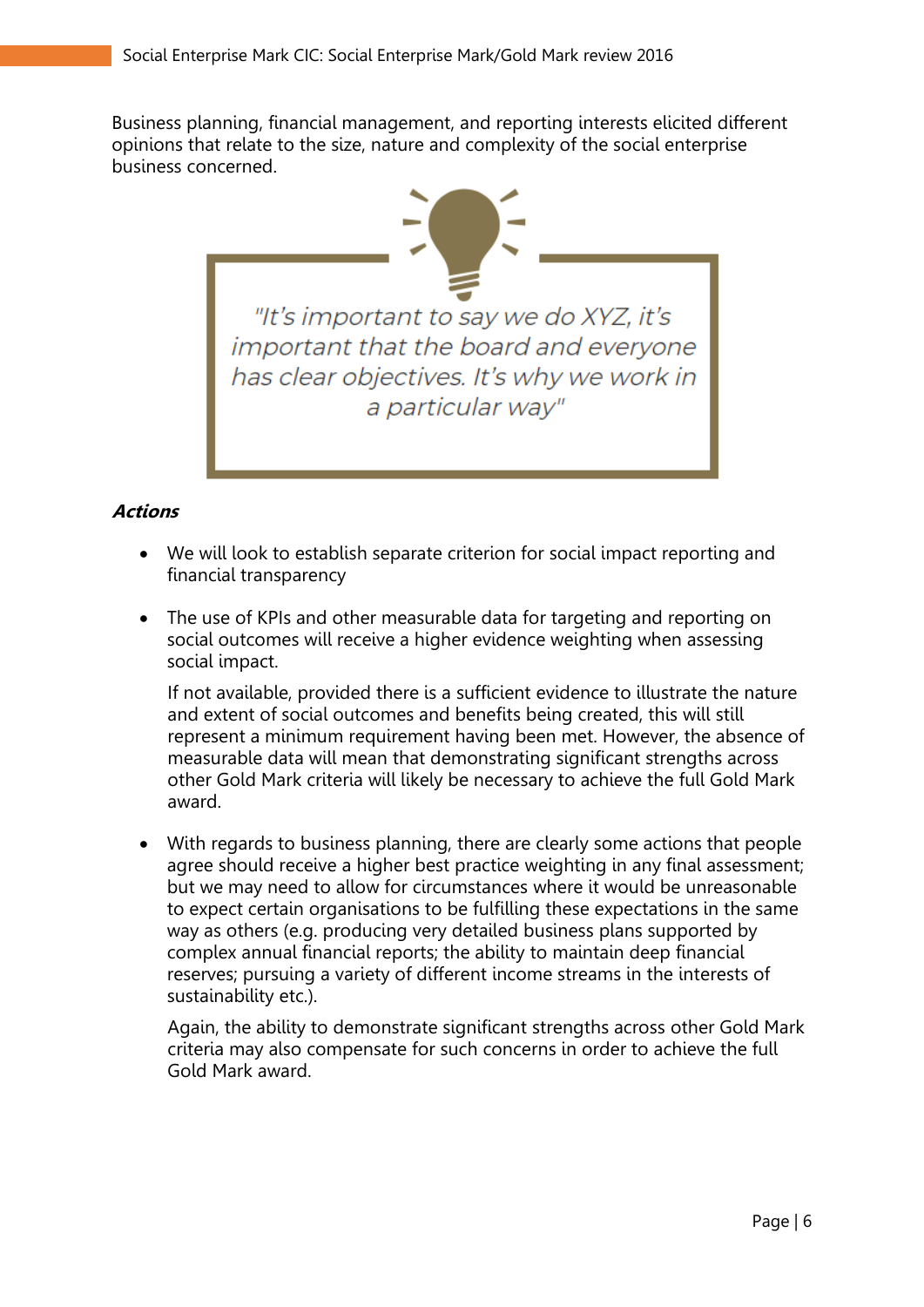Business planning, financial management, and reporting interests elicited different opinions that relate to the size, nature and complexity of the social enterprise business concerned.

> *"It's important to say we do XYZ, it's important that the board and everyone has clear objectives. It's why we work in a particular way"*

***Actions***

- We will look to establish separate criterion for social impact reporting and financial transparency

- The use of KPIs and other measurable data for targeting and reporting on social outcomes will receive a higher evidence weighting when assessing social impact.

  If not available, provided there is a sufficient evidence to illustrate the nature and extent of social outcomes and benefits being created, this will still represent a minimum requirement having been met. However, the absence of measurable data will mean that demonstrating significant strengths across other Gold Mark criteria will likely be necessary to achieve the full Gold Mark award.

- With regards to business planning, there are clearly some actions that people agree should receive a higher best practice weighting in any final assessment; but we may need to allow for circumstances where it would be unreasonable to expect certain organisations to be fulfilling these expectations in the same way as others (e.g. producing very detailed business plans supported by complex annual financial reports; the ability to maintain deep financial reserves; pursuing a variety of different income streams in the interests of sustainability etc.).

  Again, the ability to demonstrate significant strengths across other Gold Mark criteria may also compensate for such concerns in order to achieve the full Gold Mark award.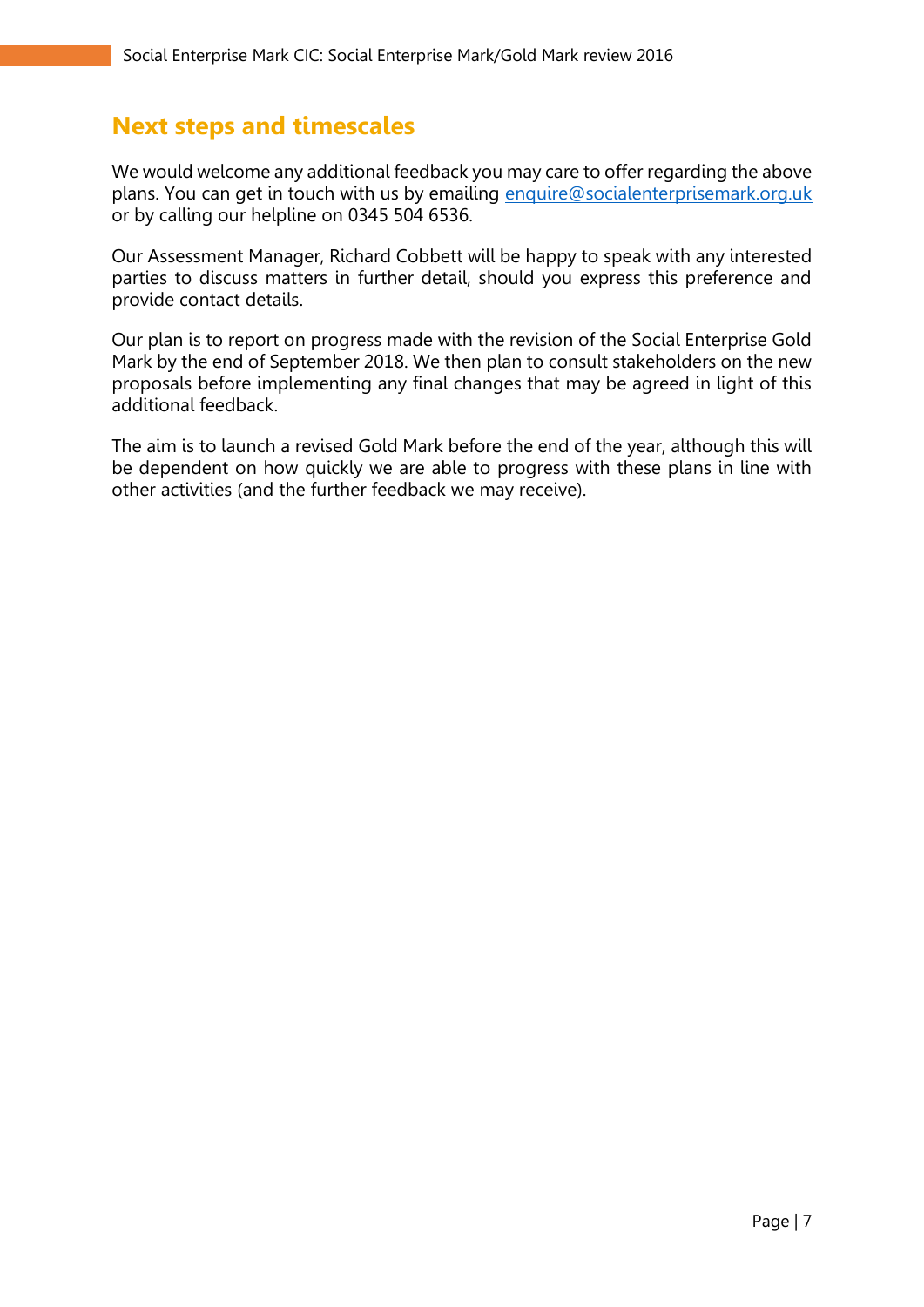## Next steps and timescales

We would welcome any additional feedback you may care to offer regarding the above plans. You can get in touch with us by emailing enquire@socialenterprisemark.org.uk or by calling our helpline on 0345 504 6536.

Our Assessment Manager, Richard Cobbett will be happy to speak with any interested parties to discuss matters in further detail, should you express this preference and provide contact details.

Our plan is to report on progress made with the revision of the Social Enterprise Gold Mark by the end of September 2018. We then plan to consult stakeholders on the new proposals before implementing any final changes that may be agreed in light of this additional feedback.

The aim is to launch a revised Gold Mark before the end of the year, although this will be dependent on how quickly we are able to progress with these plans in line with other activities (and the further feedback we may receive).